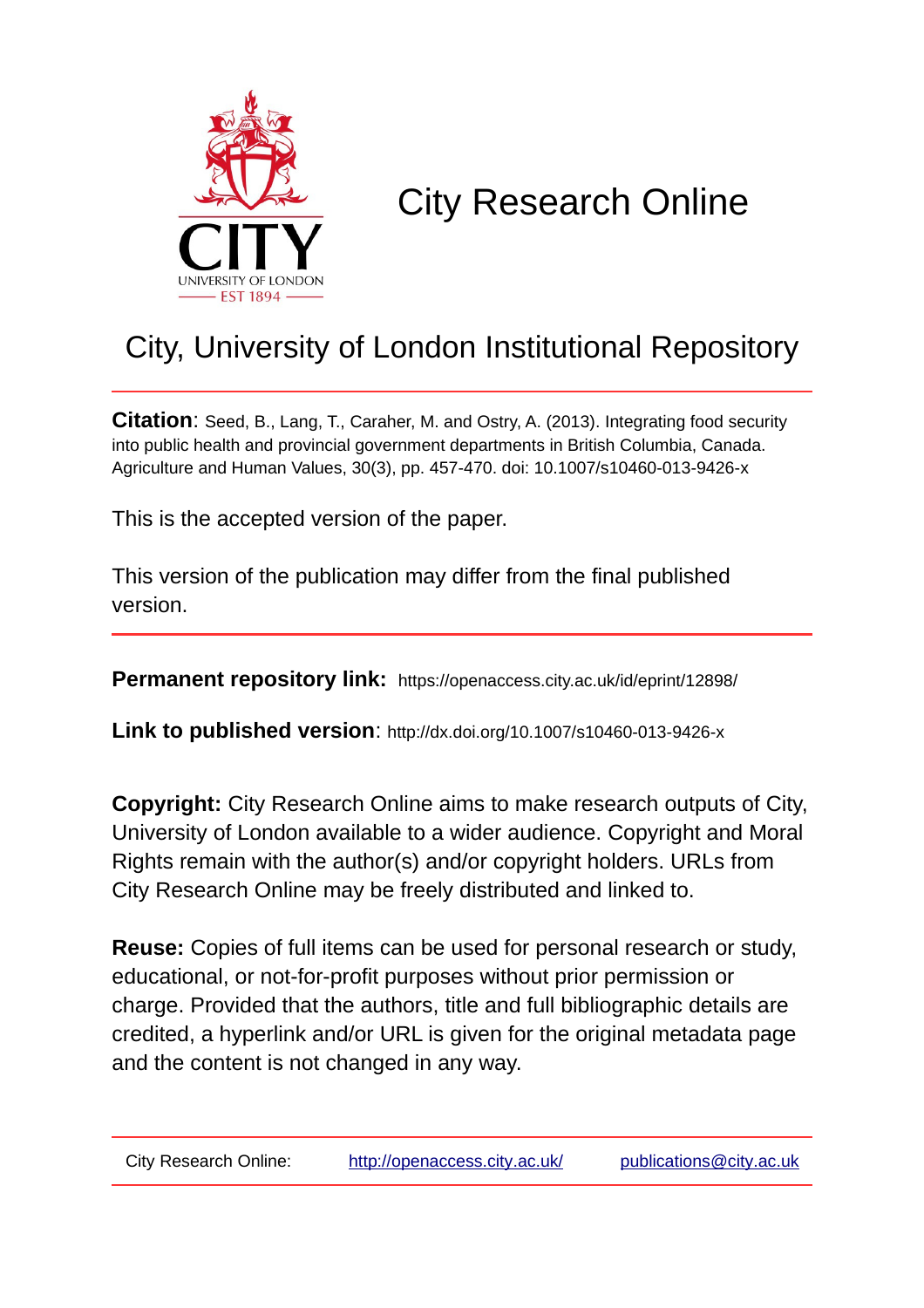# City Research Online

## City, University of London Institutional Repository

**Citation**: Seed, B., Lang, T., Caraher, M. and Ostry, A. (2013). Integrating food security into public health and provincial government departments in British Columbia, Canada. Agriculture and Human Values, 30(3), pp. 457-470. doi: 10.1007/s10460-013-9426-x

This is the accepted version of the paper.

This version of the publication may differ from the final published version.

**Permanent repository link:** https://openaccess.city.ac.uk/id/eprint/12898/

**Link to published version**: http://dx.doi.org/10.1007/s10460-013-9426-x

**Copyright:** City Research Online aims to make research outputs of City, University of London available to a wider audience. Copyright and Moral Rights remain with the author(s) and/or copyright holders. URLs from City Research Online may be freely distributed and linked to.

**Reuse:** Copies of full items can be used for personal research or study, educational, or not-for-profit purposes without prior permission or charge. Provided that the authors, title and full bibliographic details are credited, a hyperlink and/or URL is given for the original metadata page and the content is not changed in any way.

City Research Online: http://openaccess.city.ac.uk/ publications@city.ac.uk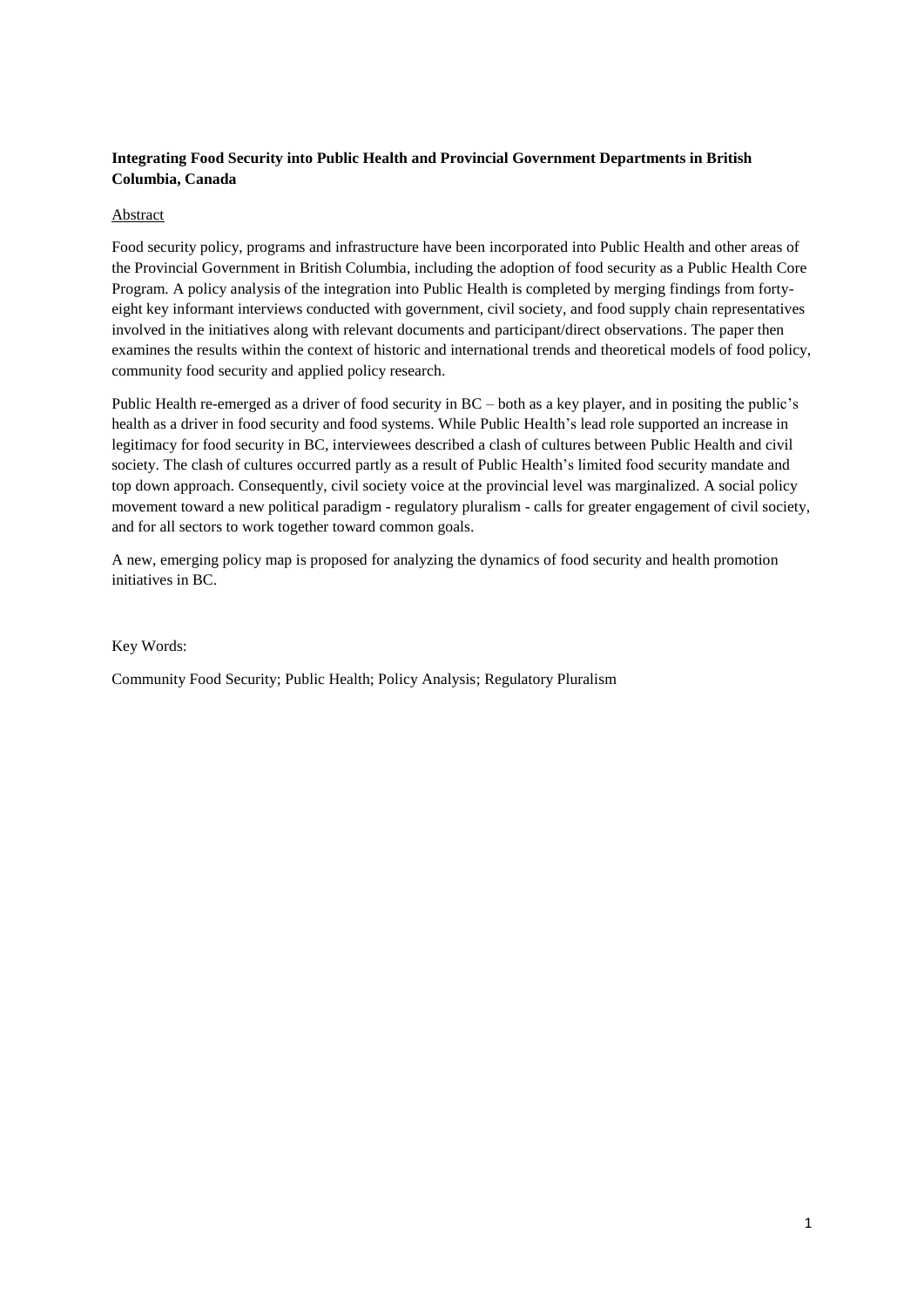**Integrating Food Security into Public Health and Provincial Government Departments in British Columbia, Canada**

Abstract

Food security policy, programs and infrastructure have been incorporated into Public Health and other areas of the Provincial Government in British Columbia, including the adoption of food security as a Public Health Core Program. A policy analysis of the integration into Public Health is completed by merging findings from forty-eight key informant interviews conducted with government, civil society, and food supply chain representatives involved in the initiatives along with relevant documents and participant/direct observations. The paper then examines the results within the context of historic and international trends and theoretical models of food policy, community food security and applied policy research.

Public Health re-emerged as a driver of food security in BC – both as a key player, and in positing the public's health as a driver in food security and food systems. While Public Health's lead role supported an increase in legitimacy for food security in BC, interviewees described a clash of cultures between Public Health and civil society. The clash of cultures occurred partly as a result of Public Health's limited food security mandate and top down approach. Consequently, civil society voice at the provincial level was marginalized. A social policy movement toward a new political paradigm - regulatory pluralism - calls for greater engagement of civil society, and for all sectors to work together toward common goals.

A new, emerging policy map is proposed for analyzing the dynamics of food security and health promotion initiatives in BC.

Key Words:

Community Food Security; Public Health; Policy Analysis; Regulatory Pluralism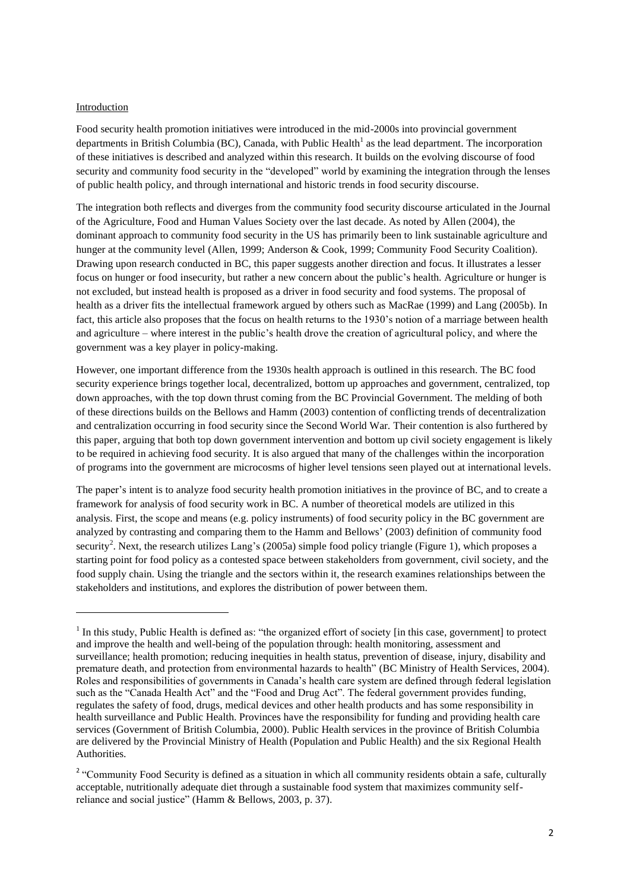## Introduction

Food security health promotion initiatives were introduced in the mid-2000s into provincial government departments in British Columbia (BC), Canada, with Public Health[1] as the lead department. The incorporation of these initiatives is described and analyzed within this research. It builds on the evolving discourse of food security and community food security in the "developed" world by examining the integration through the lenses of public health policy, and through international and historic trends in food security discourse.

The integration both reflects and diverges from the community food security discourse articulated in the Journal of the Agriculture, Food and Human Values Society over the last decade. As noted by Allen (2004), the dominant approach to community food security in the US has primarily been to link sustainable agriculture and hunger at the community level (Allen, 1999; Anderson & Cook, 1999; Community Food Security Coalition). Drawing upon research conducted in BC, this paper suggests another direction and focus. It illustrates a lesser focus on hunger or food insecurity, but rather a new concern about the public's health. Agriculture or hunger is not excluded, but instead health is proposed as a driver in food security and food systems. The proposal of health as a driver fits the intellectual framework argued by others such as MacRae (1999) and Lang (2005b). In fact, this article also proposes that the focus on health returns to the 1930's notion of a marriage between health and agriculture – where interest in the public's health drove the creation of agricultural policy, and where the government was a key player in policy-making.

However, one important difference from the 1930s health approach is outlined in this research. The BC food security experience brings together local, decentralized, bottom up approaches and government, centralized, top down approaches, with the top down thrust coming from the BC Provincial Government. The melding of both of these directions builds on the Bellows and Hamm (2003) contention of conflicting trends of decentralization and centralization occurring in food security since the Second World War. Their contention is also furthered by this paper, arguing that both top down government intervention and bottom up civil society engagement is likely to be required in achieving food security. It is also argued that many of the challenges within the incorporation of programs into the government are microcosms of higher level tensions seen played out at international levels.

The paper's intent is to analyze food security health promotion initiatives in the province of BC, and to create a framework for analysis of food security work in BC. A number of theoretical models are utilized in this analysis. First, the scope and means (e.g. policy instruments) of food security policy in the BC government are analyzed by contrasting and comparing them to the Hamm and Bellows' (2003) definition of community food security[2]. Next, the research utilizes Lang's (2005a) simple food policy triangle (Figure 1), which proposes a starting point for food policy as a contested space between stakeholders from government, civil society, and the food supply chain. Using the triangle and the sectors within it, the research examines relationships between the stakeholders and institutions, and explores the distribution of power between them.

---

[1] In this study, Public Health is defined as: "the organized effort of society [in this case, government] to protect and improve the health and well-being of the population through: health monitoring, assessment and surveillance; health promotion; reducing inequities in health status, prevention of disease, injury, disability and premature death, and protection from environmental hazards to health" (BC Ministry of Health Services, 2004). Roles and responsibilities of governments in Canada's health care system are defined through federal legislation such as the "Canada Health Act" and the "Food and Drug Act". The federal government provides funding, regulates the safety of food, drugs, medical devices and other health products and has some responsibility in health surveillance and Public Health. Provinces have the responsibility for funding and providing health care services (Government of British Columbia, 2000). Public Health services in the province of British Columbia are delivered by the Provincial Ministry of Health (Population and Public Health) and the six Regional Health Authorities.

[2] "Community Food Security is defined as a situation in which all community residents obtain a safe, culturally acceptable, nutritionally adequate diet through a sustainable food system that maximizes community self-reliance and social justice" (Hamm & Bellows, 2003, p. 37).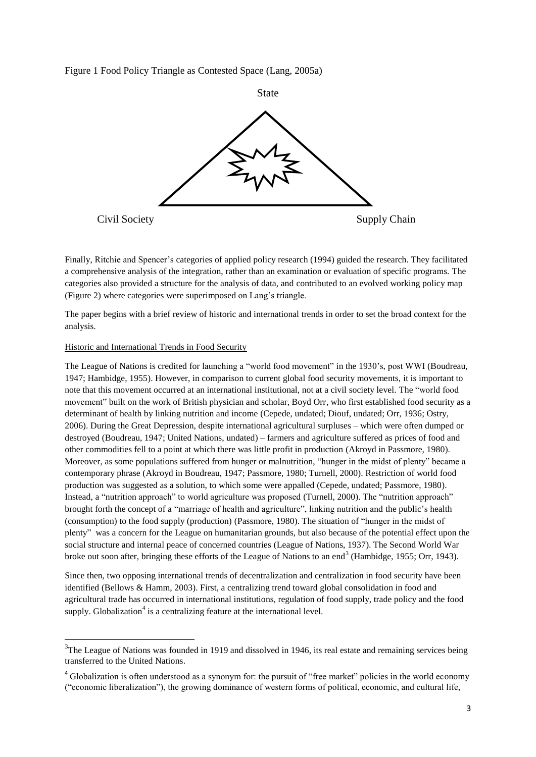Figure 1 Food Policy Triangle as Contested Space (Lang, 2005a)

State

Civil Society

Supply Chain

Finally, Ritchie and Spencer's categories of applied policy research (1994) guided the research. They facilitated a comprehensive analysis of the integration, rather than an examination or evaluation of specific programs. The categories also provided a structure for the analysis of data, and contributed to an evolved working policy map (Figure 2) where categories were superimposed on Lang's triangle.

The paper begins with a brief review of historic and international trends in order to set the broad context for the analysis.

Historic and International Trends in Food Security

The League of Nations is credited for launching a "world food movement" in the 1930's, post WWI (Boudreau, 1947; Hambidge, 1955). However, in comparison to current global food security movements, it is important to note that this movement occurred at an international institutional, not at a civil society level. The "world food movement" built on the work of British physician and scholar, Boyd Orr, who first established food security as a determinant of health by linking nutrition and income (Cepede, undated; Diouf, undated; Orr, 1936; Ostry, 2006). During the Great Depression, despite international agricultural surpluses – which were often dumped or destroyed (Boudreau, 1947; United Nations, undated) – farmers and agriculture suffered as prices of food and other commodities fell to a point at which there was little profit in production (Akroyd in Passmore, 1980). Moreover, as some populations suffered from hunger or malnutrition, "hunger in the midst of plenty" became a contemporary phrase (Akroyd in Boudreau, 1947; Passmore, 1980; Turnell, 2000). Restriction of world food production was suggested as a solution, to which some were appalled (Cepede, undated; Passmore, 1980). Instead, a "nutrition approach" to world agriculture was proposed (Turnell, 2000). The "nutrition approach" brought forth the concept of a "marriage of health and agriculture", linking nutrition and the public's health (consumption) to the food supply (production) (Passmore, 1980). The situation of "hunger in the midst of plenty" was a concern for the League on humanitarian grounds, but also because of the potential effect upon the social structure and internal peace of concerned countries (League of Nations, 1937). The Second World War broke out soon after, bringing these efforts of the League of Nations to an end[3] (Hambidge, 1955; Orr, 1943).

Since then, two opposing international trends of decentralization and centralization in food security have been identified (Bellows & Hamm, 2003). First, a centralizing trend toward global consolidation in food and agricultural trade has occurred in international institutions, regulation of food supply, trade policy and the food supply. Globalization[4] is a centralizing feature at the international level.

[3] The League of Nations was founded in 1919 and dissolved in 1946, its real estate and remaining services being transferred to the United Nations.

[4] Globalization is often understood as a synonym for: the pursuit of "free market" policies in the world economy ("economic liberalization"), the growing dominance of western forms of political, economic, and cultural life,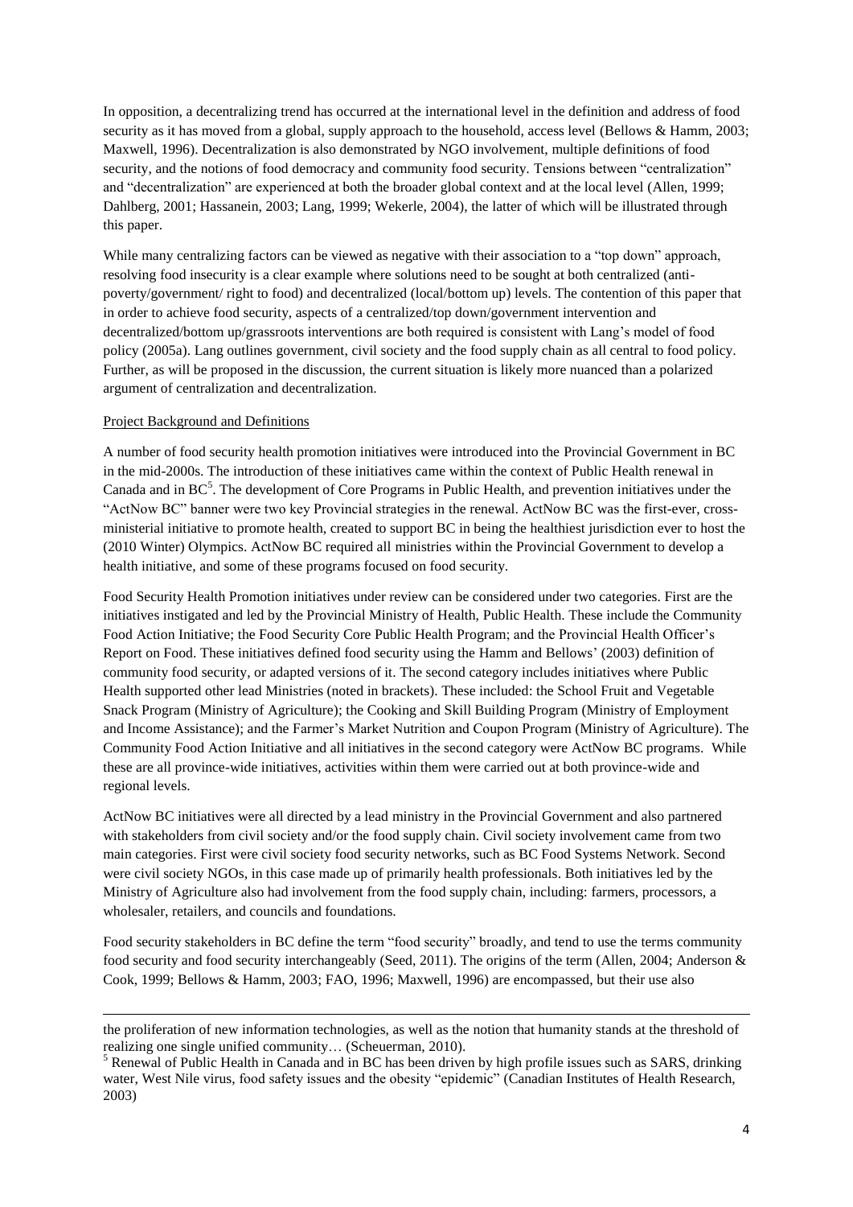In opposition, a decentralizing trend has occurred at the international level in the definition and address of food security as it has moved from a global, supply approach to the household, access level (Bellows & Hamm, 2003; Maxwell, 1996). Decentralization is also demonstrated by NGO involvement, multiple definitions of food security, and the notions of food democracy and community food security. Tensions between "centralization" and "decentralization" are experienced at both the broader global context and at the local level (Allen, 1999; Dahlberg, 2001; Hassanein, 2003; Lang, 1999; Wekerle, 2004), the latter of which will be illustrated through this paper.

While many centralizing factors can be viewed as negative with their association to a "top down" approach, resolving food insecurity is a clear example where solutions need to be sought at both centralized (anti-poverty/government/ right to food) and decentralized (local/bottom up) levels. The contention of this paper that in order to achieve food security, aspects of a centralized/top down/government intervention and decentralized/bottom up/grassroots interventions are both required is consistent with Lang's model of food policy (2005a). Lang outlines government, civil society and the food supply chain as all central to food policy. Further, as will be proposed in the discussion, the current situation is likely more nuanced than a polarized argument of centralization and decentralization.

## Project Background and Definitions

A number of food security health promotion initiatives were introduced into the Provincial Government in BC in the mid-2000s. The introduction of these initiatives came within the context of Public Health renewal in Canada and in BC[5]. The development of Core Programs in Public Health, and prevention initiatives under the "ActNow BC" banner were two key Provincial strategies in the renewal. ActNow BC was the first-ever, cross-ministerial initiative to promote health, created to support BC in being the healthiest jurisdiction ever to host the (2010 Winter) Olympics. ActNow BC required all ministries within the Provincial Government to develop a health initiative, and some of these programs focused on food security.

Food Security Health Promotion initiatives under review can be considered under two categories. First are the initiatives instigated and led by the Provincial Ministry of Health, Public Health. These include the Community Food Action Initiative; the Food Security Core Public Health Program; and the Provincial Health Officer's Report on Food. These initiatives defined food security using the Hamm and Bellows' (2003) definition of community food security, or adapted versions of it. The second category includes initiatives where Public Health supported other lead Ministries (noted in brackets). These included: the School Fruit and Vegetable Snack Program (Ministry of Agriculture); the Cooking and Skill Building Program (Ministry of Employment and Income Assistance); and the Farmer's Market Nutrition and Coupon Program (Ministry of Agriculture). The Community Food Action Initiative and all initiatives in the second category were ActNow BC programs. While these are all province-wide initiatives, activities within them were carried out at both province-wide and regional levels.

ActNow BC initiatives were all directed by a lead ministry in the Provincial Government and also partnered with stakeholders from civil society and/or the food supply chain. Civil society involvement came from two main categories. First were civil society food security networks, such as BC Food Systems Network. Second were civil society NGOs, in this case made up of primarily health professionals. Both initiatives led by the Ministry of Agriculture also had involvement from the food supply chain, including: farmers, processors, a wholesaler, retailers, and councils and foundations.

Food security stakeholders in BC define the term "food security" broadly, and tend to use the terms community food security and food security interchangeably (Seed, 2011). The origins of the term (Allen, 2004; Anderson & Cook, 1999; Bellows & Hamm, 2003; FAO, 1996; Maxwell, 1996) are encompassed, but their use also

---

the proliferation of new information technologies, as well as the notion that humanity stands at the threshold of realizing one single unified community… (Scheuerman, 2010).

[5] Renewal of Public Health in Canada and in BC has been driven by high profile issues such as SARS, drinking water, West Nile virus, food safety issues and the obesity "epidemic" (Canadian Institutes of Health Research, 2003)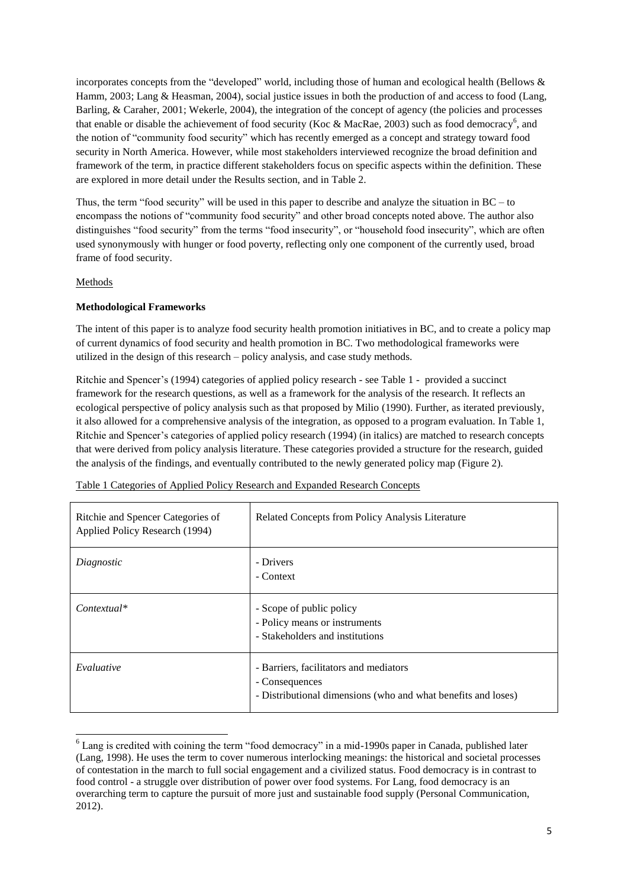incorporates concepts from the "developed" world, including those of human and ecological health (Bellows & Hamm, 2003; Lang & Heasman, 2004), social justice issues in both the production of and access to food (Lang, Barling, & Caraher, 2001; Wekerle, 2004), the integration of the concept of agency (the policies and processes that enable or disable the achievement of food security (Koc & MacRae, 2003) such as food democracy[6], and the notion of "community food security" which has recently emerged as a concept and strategy toward food security in North America. However, while most stakeholders interviewed recognize the broad definition and framework of the term, in practice different stakeholders focus on specific aspects within the definition. These are explored in more detail under the Results section, and in Table 2.

Thus, the term "food security" will be used in this paper to describe and analyze the situation in BC – to encompass the notions of "community food security" and other broad concepts noted above. The author also distinguishes "food security" from the terms "food insecurity", or "household food insecurity", which are often used synonymously with hunger or food poverty, reflecting only one component of the currently used, broad frame of food security.

## Methods

### Methodological Frameworks

The intent of this paper is to analyze food security health promotion initiatives in BC, and to create a policy map of current dynamics of food security and health promotion in BC. Two methodological frameworks were utilized in the design of this research – policy analysis, and case study methods.

Ritchie and Spencer's (1994) categories of applied policy research - see Table 1 - provided a succinct framework for the research questions, as well as a framework for the analysis of the research. It reflects an ecological perspective of policy analysis such as that proposed by Milio (1990). Further, as iterated previously, it also allowed for a comprehensive analysis of the integration, as opposed to a program evaluation. In Table 1, Ritchie and Spencer's categories of applied policy research (1994) (in italics) are matched to research concepts that were derived from policy analysis literature. These categories provided a structure for the research, guided the analysis of the findings, and eventually contributed to the newly generated policy map (Figure 2).

Table 1 Categories of Applied Policy Research and Expanded Research Concepts

| Ritchie and Spencer Categories of Applied Policy Research (1994) | Related Concepts from Policy Analysis Literature |
|---|---|
| *Diagnostic* | - Drivers<br>- Context |
| *Contextual\** | - Scope of public policy<br>- Policy means or instruments<br>- Stakeholders and institutions |
| *Evaluative* | - Barriers, facilitators and mediators<br>- Consequences<br>- Distributional dimensions (who and what benefits and loses) |

[6] Lang is credited with coining the term "food democracy" in a mid-1990s paper in Canada, published later (Lang, 1998). He uses the term to cover numerous interlocking meanings: the historical and societal processes of contestation in the march to full social engagement and a civilized status. Food democracy is in contrast to food control - a struggle over distribution of power over food systems. For Lang, food democracy is an overarching term to capture the pursuit of more just and sustainable food supply (Personal Communication, 2012).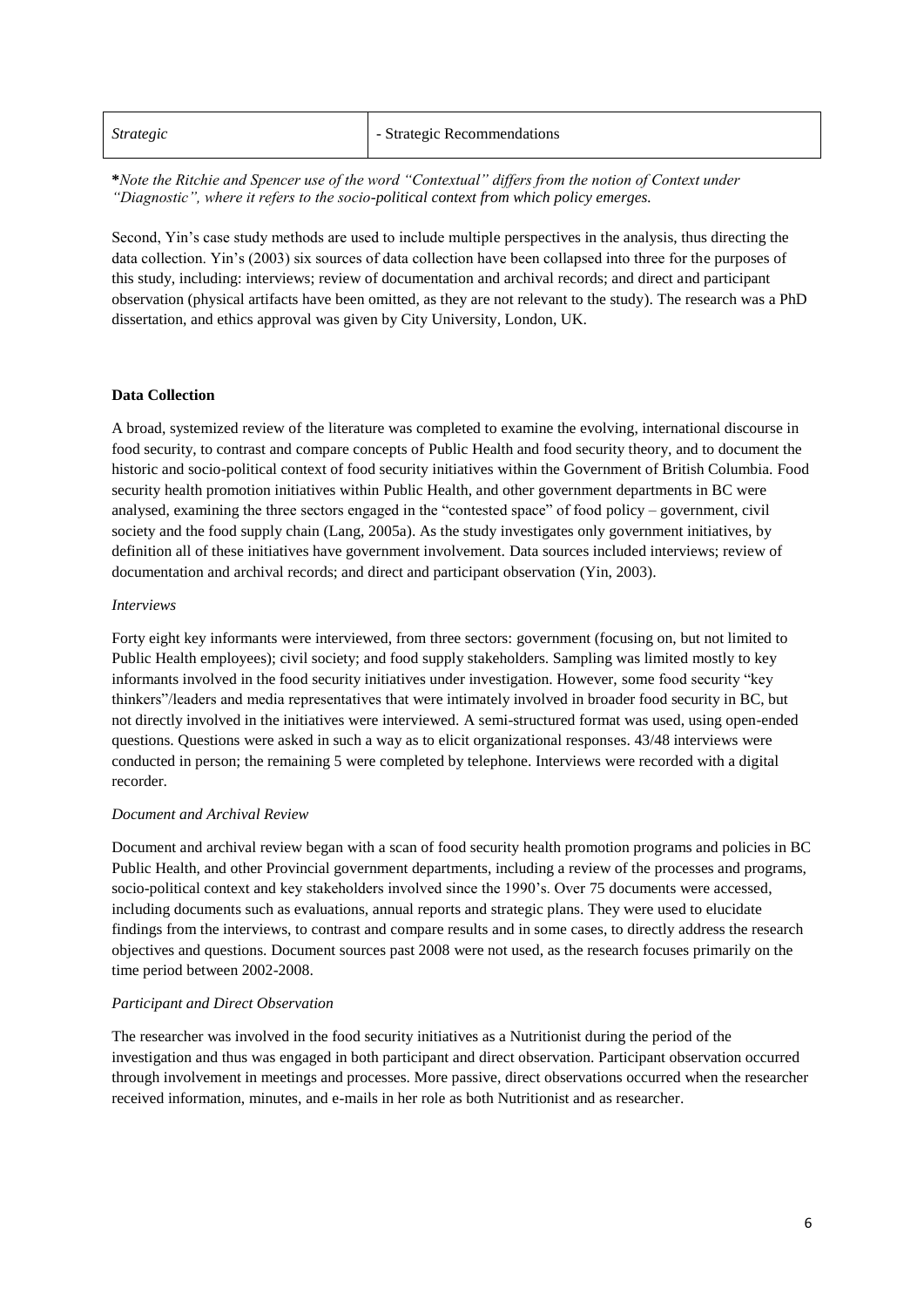| *Strategic* | - Strategic Recommendations |
|---|---|

**\****Note the Ritchie and Spencer use of the word "Contextual" differs from the notion of Context under "Diagnostic", where it refers to the socio-political context from which policy emerges.*

Second, Yin's case study methods are used to include multiple perspectives in the analysis, thus directing the data collection. Yin's (2003) six sources of data collection have been collapsed into three for the purposes of this study, including: interviews; review of documentation and archival records; and direct and participant observation (physical artifacts have been omitted, as they are not relevant to the study). The research was a PhD dissertation, and ethics approval was given by City University, London, UK.

**Data Collection**

A broad, systemized review of the literature was completed to examine the evolving, international discourse in food security, to contrast and compare concepts of Public Health and food security theory, and to document the historic and socio-political context of food security initiatives within the Government of British Columbia. Food security health promotion initiatives within Public Health, and other government departments in BC were analysed, examining the three sectors engaged in the "contested space" of food policy – government, civil society and the food supply chain (Lang, 2005a). As the study investigates only government initiatives, by definition all of these initiatives have government involvement. Data sources included interviews; review of documentation and archival records; and direct and participant observation (Yin, 2003).

*Interviews*

Forty eight key informants were interviewed, from three sectors: government (focusing on, but not limited to Public Health employees); civil society; and food supply stakeholders. Sampling was limited mostly to key informants involved in the food security initiatives under investigation. However, some food security "key thinkers"/leaders and media representatives that were intimately involved in broader food security in BC, but not directly involved in the initiatives were interviewed. A semi-structured format was used, using open-ended questions. Questions were asked in such a way as to elicit organizational responses. 43/48 interviews were conducted in person; the remaining 5 were completed by telephone. Interviews were recorded with a digital recorder.

*Document and Archival Review*

Document and archival review began with a scan of food security health promotion programs and policies in BC Public Health, and other Provincial government departments, including a review of the processes and programs, socio-political context and key stakeholders involved since the 1990's. Over 75 documents were accessed, including documents such as evaluations, annual reports and strategic plans. They were used to elucidate findings from the interviews, to contrast and compare results and in some cases, to directly address the research objectives and questions. Document sources past 2008 were not used, as the research focuses primarily on the time period between 2002-2008.

*Participant and Direct Observation*

The researcher was involved in the food security initiatives as a Nutritionist during the period of the investigation and thus was engaged in both participant and direct observation. Participant observation occurred through involvement in meetings and processes. More passive, direct observations occurred when the researcher received information, minutes, and e-mails in her role as both Nutritionist and as researcher.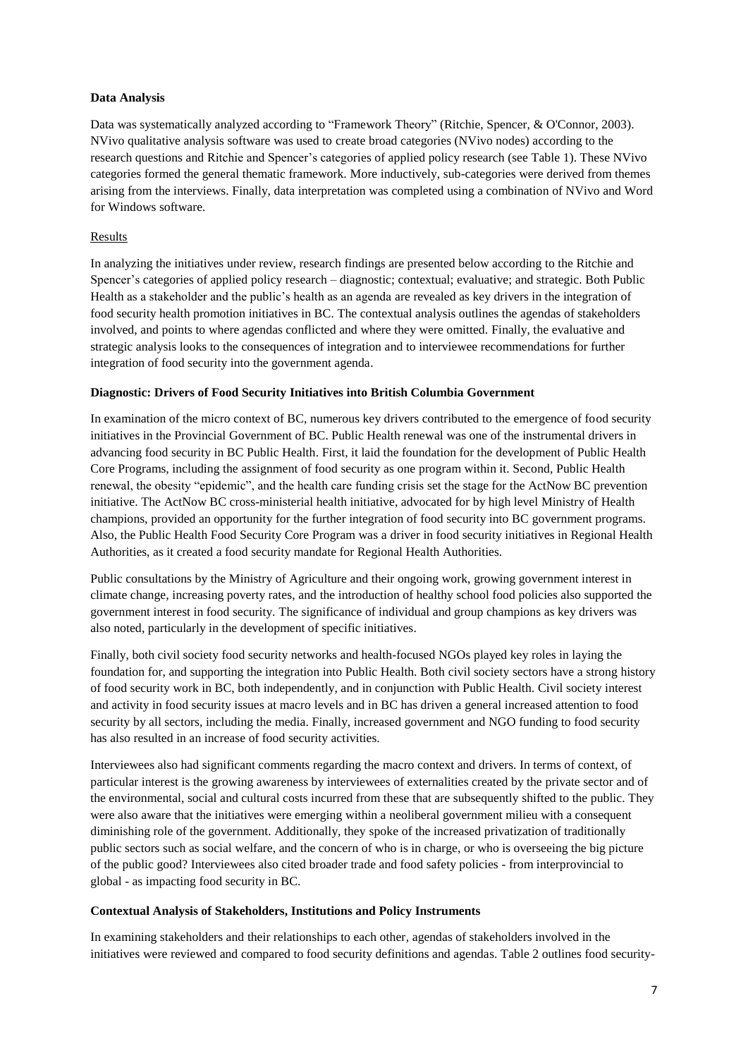**Data Analysis**

Data was systematically analyzed according to "Framework Theory" (Ritchie, Spencer, & O'Connor, 2003). NVivo qualitative analysis software was used to create broad categories (NVivo nodes) according to the research questions and Ritchie and Spencer's categories of applied policy research (see Table 1). These NVivo categories formed the general thematic framework. More inductively, sub-categories were derived from themes arising from the interviews. Finally, data interpretation was completed using a combination of NVivo and Word for Windows software.

Results

In analyzing the initiatives under review, research findings are presented below according to the Ritchie and Spencer's categories of applied policy research – diagnostic; contextual; evaluative; and strategic. Both Public Health as a stakeholder and the public's health as an agenda are revealed as key drivers in the integration of food security health promotion initiatives in BC. The contextual analysis outlines the agendas of stakeholders involved, and points to where agendas conflicted and where they were omitted. Finally, the evaluative and strategic analysis looks to the consequences of integration and to interviewee recommendations for further integration of food security into the government agenda.

**Diagnostic: Drivers of Food Security Initiatives into British Columbia Government**

In examination of the micro context of BC, numerous key drivers contributed to the emergence of food security initiatives in the Provincial Government of BC. Public Health renewal was one of the instrumental drivers in advancing food security in BC Public Health. First, it laid the foundation for the development of Public Health Core Programs, including the assignment of food security as one program within it. Second, Public Health renewal, the obesity "epidemic", and the health care funding crisis set the stage for the ActNow BC prevention initiative. The ActNow BC cross-ministerial health initiative, advocated for by high level Ministry of Health champions, provided an opportunity for the further integration of food security into BC government programs. Also, the Public Health Food Security Core Program was a driver in food security initiatives in Regional Health Authorities, as it created a food security mandate for Regional Health Authorities.

Public consultations by the Ministry of Agriculture and their ongoing work, growing government interest in climate change, increasing poverty rates, and the introduction of healthy school food policies also supported the government interest in food security. The significance of individual and group champions as key drivers was also noted, particularly in the development of specific initiatives.

Finally, both civil society food security networks and health-focused NGOs played key roles in laying the foundation for, and supporting the integration into Public Health. Both civil society sectors have a strong history of food security work in BC, both independently, and in conjunction with Public Health. Civil society interest and activity in food security issues at macro levels and in BC has driven a general increased attention to food security by all sectors, including the media. Finally, increased government and NGO funding to food security has also resulted in an increase of food security activities.

Interviewees also had significant comments regarding the macro context and drivers. In terms of context, of particular interest is the growing awareness by interviewees of externalities created by the private sector and of the environmental, social and cultural costs incurred from these that are subsequently shifted to the public. They were also aware that the initiatives were emerging within a neoliberal government milieu with a consequent diminishing role of the government. Additionally, they spoke of the increased privatization of traditionally public sectors such as social welfare, and the concern of who is in charge, or who is overseeing the big picture of the public good? Interviewees also cited broader trade and food safety policies - from interprovincial to global - as impacting food security in BC.

**Contextual Analysis of Stakeholders, Institutions and Policy Instruments**

In examining stakeholders and their relationships to each other, agendas of stakeholders involved in the initiatives were reviewed and compared to food security definitions and agendas. Table 2 outlines food security-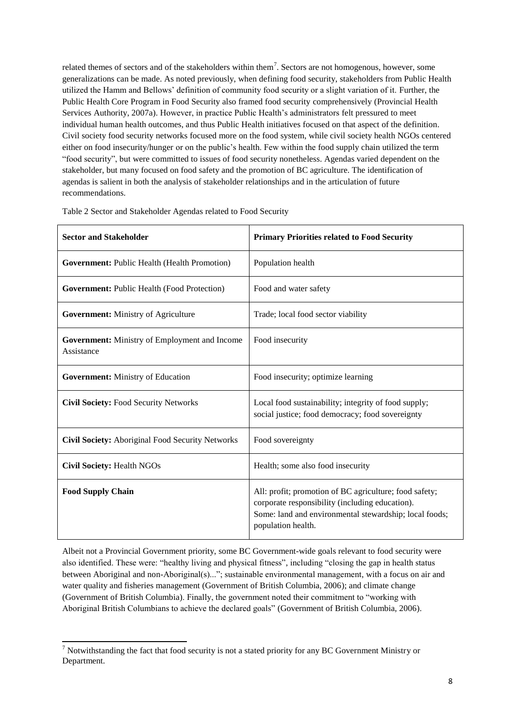related themes of sectors and of the stakeholders within them[7]. Sectors are not homogenous, however, some generalizations can be made. As noted previously, when defining food security, stakeholders from Public Health utilized the Hamm and Bellows' definition of community food security or a slight variation of it. Further, the Public Health Core Program in Food Security also framed food security comprehensively (Provincial Health Services Authority, 2007a). However, in practice Public Health's administrators felt pressured to meet individual human health outcomes, and thus Public Health initiatives focused on that aspect of the definition. Civil society food security networks focused more on the food system, while civil society health NGOs centered either on food insecurity/hunger or on the public's health. Few within the food supply chain utilized the term "food security", but were committed to issues of food security nonetheless. Agendas varied dependent on the stakeholder, but many focused on food safety and the promotion of BC agriculture. The identification of agendas is salient in both the analysis of stakeholder relationships and in the articulation of future recommendations.

Table 2 Sector and Stakeholder Agendas related to Food Security

| Sector and Stakeholder | Primary Priorities related to Food Security |
|---|---|
| **Government:** Public Health (Health Promotion) | Population health |
| **Government:** Public Health (Food Protection) | Food and water safety |
| **Government:** Ministry of Agriculture | Trade; local food sector viability |
| **Government:** Ministry of Employment and Income Assistance | Food insecurity |
| **Government:** Ministry of Education | Food insecurity; optimize learning |
| **Civil Society:** Food Security Networks | Local food sustainability; integrity of food supply; social justice; food democracy; food sovereignty |
| **Civil Society:** Aboriginal Food Security Networks | Food sovereignty |
| **Civil Society:** Health NGOs | Health; some also food insecurity |
| **Food Supply Chain** | All: profit; promotion of BC agriculture; food safety; corporate responsibility (including education). Some: land and environmental stewardship; local foods; population health. |

Albeit not a Provincial Government priority, some BC Government-wide goals relevant to food security were also identified. These were: "healthy living and physical fitness", including "closing the gap in health status between Aboriginal and non-Aboriginal(s)..."; sustainable environmental management, with a focus on air and water quality and fisheries management (Government of British Columbia, 2006); and climate change (Government of British Columbia). Finally, the government noted their commitment to "working with Aboriginal British Columbians to achieve the declared goals" (Government of British Columbia, 2006).

[7] Notwithstanding the fact that food security is not a stated priority for any BC Government Ministry or Department.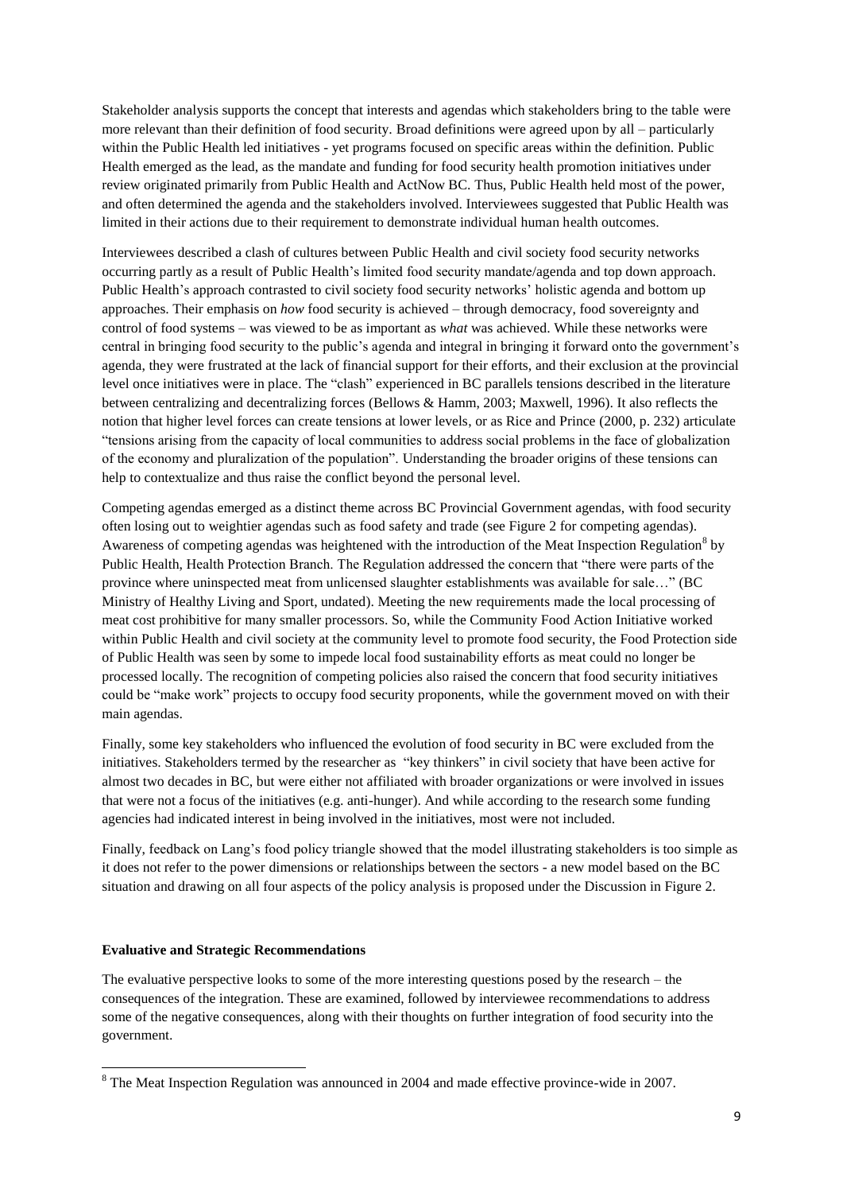Stakeholder analysis supports the concept that interests and agendas which stakeholders bring to the table were more relevant than their definition of food security. Broad definitions were agreed upon by all – particularly within the Public Health led initiatives - yet programs focused on specific areas within the definition. Public Health emerged as the lead, as the mandate and funding for food security health promotion initiatives under review originated primarily from Public Health and ActNow BC. Thus, Public Health held most of the power, and often determined the agenda and the stakeholders involved. Interviewees suggested that Public Health was limited in their actions due to their requirement to demonstrate individual human health outcomes.

Interviewees described a clash of cultures between Public Health and civil society food security networks occurring partly as a result of Public Health's limited food security mandate/agenda and top down approach. Public Health's approach contrasted to civil society food security networks' holistic agenda and bottom up approaches. Their emphasis on *how* food security is achieved – through democracy, food sovereignty and control of food systems – was viewed to be as important as *what* was achieved. While these networks were central in bringing food security to the public's agenda and integral in bringing it forward onto the government's agenda, they were frustrated at the lack of financial support for their efforts, and their exclusion at the provincial level once initiatives were in place. The "clash" experienced in BC parallels tensions described in the literature between centralizing and decentralizing forces (Bellows & Hamm, 2003; Maxwell, 1996). It also reflects the notion that higher level forces can create tensions at lower levels, or as Rice and Prince (2000, p. 232) articulate "tensions arising from the capacity of local communities to address social problems in the face of globalization of the economy and pluralization of the population". Understanding the broader origins of these tensions can help to contextualize and thus raise the conflict beyond the personal level.

Competing agendas emerged as a distinct theme across BC Provincial Government agendas, with food security often losing out to weightier agendas such as food safety and trade (see Figure 2 for competing agendas). Awareness of competing agendas was heightened with the introduction of the Meat Inspection Regulation[8] by Public Health, Health Protection Branch. The Regulation addressed the concern that "there were parts of the province where uninspected meat from unlicensed slaughter establishments was available for sale…" (BC Ministry of Healthy Living and Sport, undated). Meeting the new requirements made the local processing of meat cost prohibitive for many smaller processors. So, while the Community Food Action Initiative worked within Public Health and civil society at the community level to promote food security, the Food Protection side of Public Health was seen by some to impede local food sustainability efforts as meat could no longer be processed locally. The recognition of competing policies also raised the concern that food security initiatives could be "make work" projects to occupy food security proponents, while the government moved on with their main agendas.

Finally, some key stakeholders who influenced the evolution of food security in BC were excluded from the initiatives. Stakeholders termed by the researcher as "key thinkers" in civil society that have been active for almost two decades in BC, but were either not affiliated with broader organizations or were involved in issues that were not a focus of the initiatives (e.g. anti-hunger). And while according to the research some funding agencies had indicated interest in being involved in the initiatives, most were not included.

Finally, feedback on Lang's food policy triangle showed that the model illustrating stakeholders is too simple as it does not refer to the power dimensions or relationships between the sectors - a new model based on the BC situation and drawing on all four aspects of the policy analysis is proposed under the Discussion in Figure 2.

**Evaluative and Strategic Recommendations**

The evaluative perspective looks to some of the more interesting questions posed by the research – the consequences of the integration. These are examined, followed by interviewee recommendations to address some of the negative consequences, along with their thoughts on further integration of food security into the government.

[8] The Meat Inspection Regulation was announced in 2004 and made effective province-wide in 2007.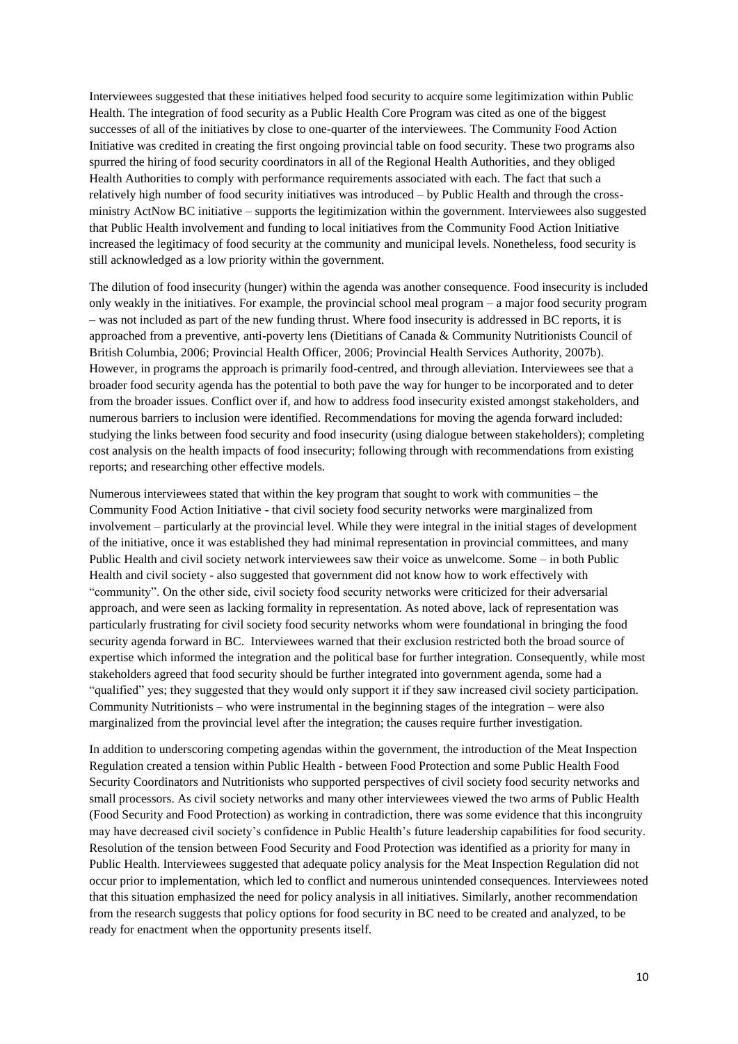Interviewees suggested that these initiatives helped food security to acquire some legitimization within Public Health. The integration of food security as a Public Health Core Program was cited as one of the biggest successes of all of the initiatives by close to one-quarter of the interviewees. The Community Food Action Initiative was credited in creating the first ongoing provincial table on food security. These two programs also spurred the hiring of food security coordinators in all of the Regional Health Authorities, and they obliged Health Authorities to comply with performance requirements associated with each. The fact that such a relatively high number of food security initiatives was introduced – by Public Health and through the cross-ministry ActNow BC initiative – supports the legitimization within the government. Interviewees also suggested that Public Health involvement and funding to local initiatives from the Community Food Action Initiative increased the legitimacy of food security at the community and municipal levels. Nonetheless, food security is still acknowledged as a low priority within the government.

The dilution of food insecurity (hunger) within the agenda was another consequence. Food insecurity is included only weakly in the initiatives. For example, the provincial school meal program – a major food security program – was not included as part of the new funding thrust. Where food insecurity is addressed in BC reports, it is approached from a preventive, anti-poverty lens (Dietitians of Canada & Community Nutritionists Council of British Columbia, 2006; Provincial Health Officer, 2006; Provincial Health Services Authority, 2007b). However, in programs the approach is primarily food-centred, and through alleviation. Interviewees see that a broader food security agenda has the potential to both pave the way for hunger to be incorporated and to deter from the broader issues. Conflict over if, and how to address food insecurity existed amongst stakeholders, and numerous barriers to inclusion were identified. Recommendations for moving the agenda forward included: studying the links between food security and food insecurity (using dialogue between stakeholders); completing cost analysis on the health impacts of food insecurity; following through with recommendations from existing reports; and researching other effective models.

Numerous interviewees stated that within the key program that sought to work with communities – the Community Food Action Initiative - that civil society food security networks were marginalized from involvement – particularly at the provincial level. While they were integral in the initial stages of development of the initiative, once it was established they had minimal representation in provincial committees, and many Public Health and civil society network interviewees saw their voice as unwelcome. Some – in both Public Health and civil society - also suggested that government did not know how to work effectively with "community". On the other side, civil society food security networks were criticized for their adversarial approach, and were seen as lacking formality in representation. As noted above, lack of representation was particularly frustrating for civil society food security networks whom were foundational in bringing the food security agenda forward in BC. Interviewees warned that their exclusion restricted both the broad source of expertise which informed the integration and the political base for further integration. Consequently, while most stakeholders agreed that food security should be further integrated into government agenda, some had a "qualified" yes; they suggested that they would only support it if they saw increased civil society participation. Community Nutritionists – who were instrumental in the beginning stages of the integration – were also marginalized from the provincial level after the integration; the causes require further investigation.

In addition to underscoring competing agendas within the government, the introduction of the Meat Inspection Regulation created a tension within Public Health - between Food Protection and some Public Health Food Security Coordinators and Nutritionists who supported perspectives of civil society food security networks and small processors. As civil society networks and many other interviewees viewed the two arms of Public Health (Food Security and Food Protection) as working in contradiction, there was some evidence that this incongruity may have decreased civil society's confidence in Public Health's future leadership capabilities for food security. Resolution of the tension between Food Security and Food Protection was identified as a priority for many in Public Health. Interviewees suggested that adequate policy analysis for the Meat Inspection Regulation did not occur prior to implementation, which led to conflict and numerous unintended consequences. Interviewees noted that this situation emphasized the need for policy analysis in all initiatives. Similarly, another recommendation from the research suggests that policy options for food security in BC need to be created and analyzed, to be ready for enactment when the opportunity presents itself.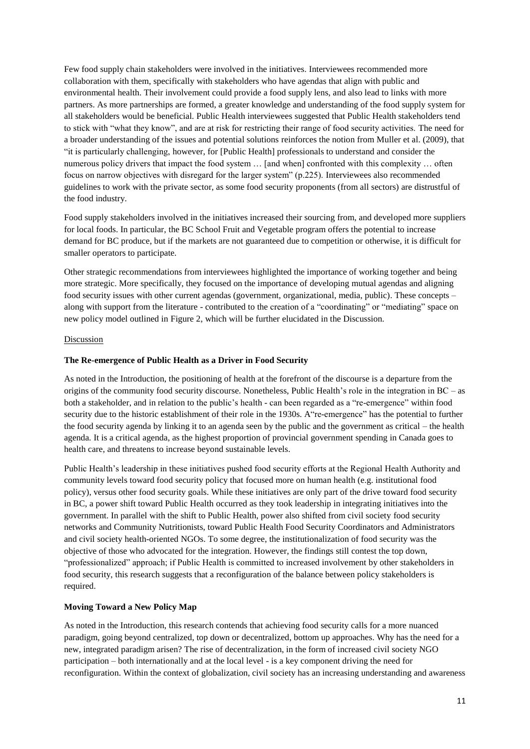Few food supply chain stakeholders were involved in the initiatives. Interviewees recommended more collaboration with them, specifically with stakeholders who have agendas that align with public and environmental health. Their involvement could provide a food supply lens, and also lead to links with more partners. As more partnerships are formed, a greater knowledge and understanding of the food supply system for all stakeholders would be beneficial. Public Health interviewees suggested that Public Health stakeholders tend to stick with "what they know", and are at risk for restricting their range of food security activities. The need for a broader understanding of the issues and potential solutions reinforces the notion from Muller et al. (2009), that "it is particularly challenging, however, for [Public Health] professionals to understand and consider the numerous policy drivers that impact the food system … [and when] confronted with this complexity … often focus on narrow objectives with disregard for the larger system" (p.225). Interviewees also recommended guidelines to work with the private sector, as some food security proponents (from all sectors) are distrustful of the food industry.

Food supply stakeholders involved in the initiatives increased their sourcing from, and developed more suppliers for local foods. In particular, the BC School Fruit and Vegetable program offers the potential to increase demand for BC produce, but if the markets are not guaranteed due to competition or otherwise, it is difficult for smaller operators to participate.

Other strategic recommendations from interviewees highlighted the importance of working together and being more strategic. More specifically, they focused on the importance of developing mutual agendas and aligning food security issues with other current agendas (government, organizational, media, public). These concepts – along with support from the literature - contributed to the creation of a "coordinating" or "mediating" space on new policy model outlined in Figure 2, which will be further elucidated in the Discussion.

## Discussion

### The Re-emergence of Public Health as a Driver in Food Security

As noted in the Introduction, the positioning of health at the forefront of the discourse is a departure from the origins of the community food security discourse. Nonetheless, Public Health's role in the integration in BC – as both a stakeholder, and in relation to the public's health - can been regarded as a "re-emergence" within food security due to the historic establishment of their role in the 1930s. A"re-emergence" has the potential to further the food security agenda by linking it to an agenda seen by the public and the government as critical – the health agenda. It is a critical agenda, as the highest proportion of provincial government spending in Canada goes to health care, and threatens to increase beyond sustainable levels.

Public Health's leadership in these initiatives pushed food security efforts at the Regional Health Authority and community levels toward food security policy that focused more on human health (e.g. institutional food policy), versus other food security goals. While these initiatives are only part of the drive toward food security in BC, a power shift toward Public Health occurred as they took leadership in integrating initiatives into the government. In parallel with the shift to Public Health, power also shifted from civil society food security networks and Community Nutritionists, toward Public Health Food Security Coordinators and Administrators and civil society health-oriented NGOs. To some degree, the institutionalization of food security was the objective of those who advocated for the integration. However, the findings still contest the top down, "professionalized" approach; if Public Health is committed to increased involvement by other stakeholders in food security, this research suggests that a reconfiguration of the balance between policy stakeholders is required.

### Moving Toward a New Policy Map

As noted in the Introduction, this research contends that achieving food security calls for a more nuanced paradigm, going beyond centralized, top down or decentralized, bottom up approaches. Why has the need for a new, integrated paradigm arisen? The rise of decentralization, in the form of increased civil society NGO participation – both internationally and at the local level - is a key component driving the need for reconfiguration. Within the context of globalization, civil society has an increasing understanding and awareness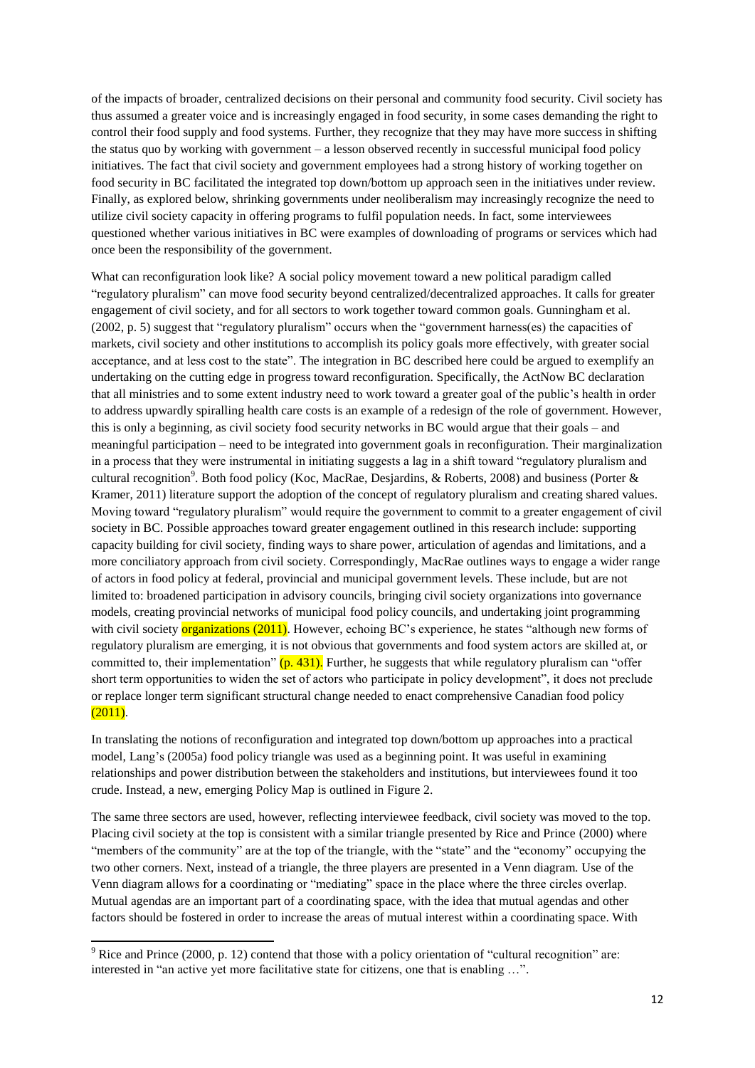of the impacts of broader, centralized decisions on their personal and community food security. Civil society has thus assumed a greater voice and is increasingly engaged in food security, in some cases demanding the right to control their food supply and food systems. Further, they recognize that they may have more success in shifting the status quo by working with government – a lesson observed recently in successful municipal food policy initiatives. The fact that civil society and government employees had a strong history of working together on food security in BC facilitated the integrated top down/bottom up approach seen in the initiatives under review. Finally, as explored below, shrinking governments under neoliberalism may increasingly recognize the need to utilize civil society capacity in offering programs to fulfil population needs. In fact, some interviewees questioned whether various initiatives in BC were examples of downloading of programs or services which had once been the responsibility of the government.

What can reconfiguration look like? A social policy movement toward a new political paradigm called "regulatory pluralism" can move food security beyond centralized/decentralized approaches. It calls for greater engagement of civil society, and for all sectors to work together toward common goals. Gunningham et al. (2002, p. 5) suggest that "regulatory pluralism" occurs when the "government harness(es) the capacities of markets, civil society and other institutions to accomplish its policy goals more effectively, with greater social acceptance, and at less cost to the state". The integration in BC described here could be argued to exemplify an undertaking on the cutting edge in progress toward reconfiguration. Specifically, the ActNow BC declaration that all ministries and to some extent industry need to work toward a greater goal of the public's health in order to address upwardly spiralling health care costs is an example of a redesign of the role of government. However, this is only a beginning, as civil society food security networks in BC would argue that their goals – and meaningful participation – need to be integrated into government goals in reconfiguration. Their marginalization in a process that they were instrumental in initiating suggests a lag in a shift toward "regulatory pluralism and cultural recognition[9]. Both food policy (Koc, MacRae, Desjardins, & Roberts, 2008) and business (Porter & Kramer, 2011) literature support the adoption of the concept of regulatory pluralism and creating shared values. Moving toward "regulatory pluralism" would require the government to commit to a greater engagement of civil society in BC. Possible approaches toward greater engagement outlined in this research include: supporting capacity building for civil society, finding ways to share power, articulation of agendas and limitations, and a more conciliatory approach from civil society. Correspondingly, MacRae outlines ways to engage a wider range of actors in food policy at federal, provincial and municipal government levels. These include, but are not limited to: broadened participation in advisory councils, bringing civil society organizations into governance models, creating provincial networks of municipal food policy councils, and undertaking joint programming with civil society organizations (2011). However, echoing BC's experience, he states "although new forms of regulatory pluralism are emerging, it is not obvious that governments and food system actors are skilled at, or committed to, their implementation" (p. 431). Further, he suggests that while regulatory pluralism can "offer short term opportunities to widen the set of actors who participate in policy development", it does not preclude or replace longer term significant structural change needed to enact comprehensive Canadian food policy (2011).

In translating the notions of reconfiguration and integrated top down/bottom up approaches into a practical model, Lang's (2005a) food policy triangle was used as a beginning point. It was useful in examining relationships and power distribution between the stakeholders and institutions, but interviewees found it too crude. Instead, a new, emerging Policy Map is outlined in Figure 2.

The same three sectors are used, however, reflecting interviewee feedback, civil society was moved to the top. Placing civil society at the top is consistent with a similar triangle presented by Rice and Prince (2000) where "members of the community" are at the top of the triangle, with the "state" and the "economy" occupying the two other corners. Next, instead of a triangle, the three players are presented in a Venn diagram. Use of the Venn diagram allows for a coordinating or "mediating" space in the place where the three circles overlap. Mutual agendas are an important part of a coordinating space, with the idea that mutual agendas and other factors should be fostered in order to increase the areas of mutual interest within a coordinating space. With

[9] Rice and Prince (2000, p. 12) contend that those with a policy orientation of "cultural recognition" are: interested in "an active yet more facilitative state for citizens, one that is enabling …".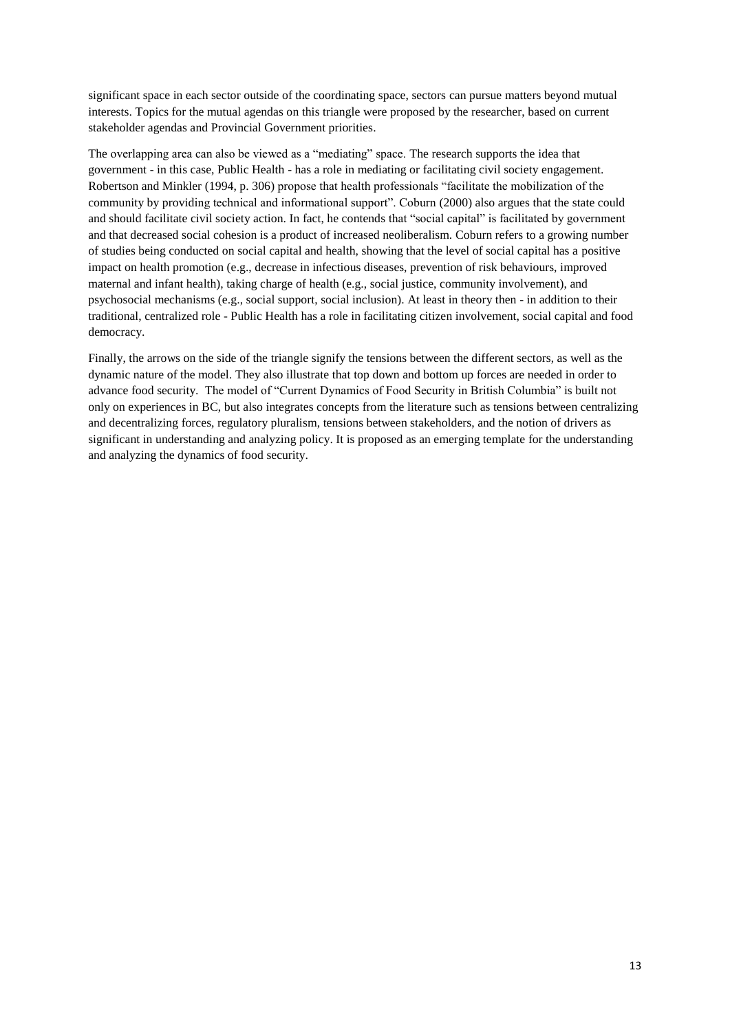significant space in each sector outside of the coordinating space, sectors can pursue matters beyond mutual interests. Topics for the mutual agendas on this triangle were proposed by the researcher, based on current stakeholder agendas and Provincial Government priorities.

The overlapping area can also be viewed as a "mediating" space. The research supports the idea that government - in this case, Public Health - has a role in mediating or facilitating civil society engagement. Robertson and Minkler (1994, p. 306) propose that health professionals "facilitate the mobilization of the community by providing technical and informational support". Coburn (2000) also argues that the state could and should facilitate civil society action. In fact, he contends that "social capital" is facilitated by government and that decreased social cohesion is a product of increased neoliberalism. Coburn refers to a growing number of studies being conducted on social capital and health, showing that the level of social capital has a positive impact on health promotion (e.g., decrease in infectious diseases, prevention of risk behaviours, improved maternal and infant health), taking charge of health (e.g., social justice, community involvement), and psychosocial mechanisms (e.g., social support, social inclusion). At least in theory then - in addition to their traditional, centralized role - Public Health has a role in facilitating citizen involvement, social capital and food democracy.

Finally, the arrows on the side of the triangle signify the tensions between the different sectors, as well as the dynamic nature of the model. They also illustrate that top down and bottom up forces are needed in order to advance food security. The model of "Current Dynamics of Food Security in British Columbia" is built not only on experiences in BC, but also integrates concepts from the literature such as tensions between centralizing and decentralizing forces, regulatory pluralism, tensions between stakeholders, and the notion of drivers as significant in understanding and analyzing policy. It is proposed as an emerging template for the understanding and analyzing the dynamics of food security.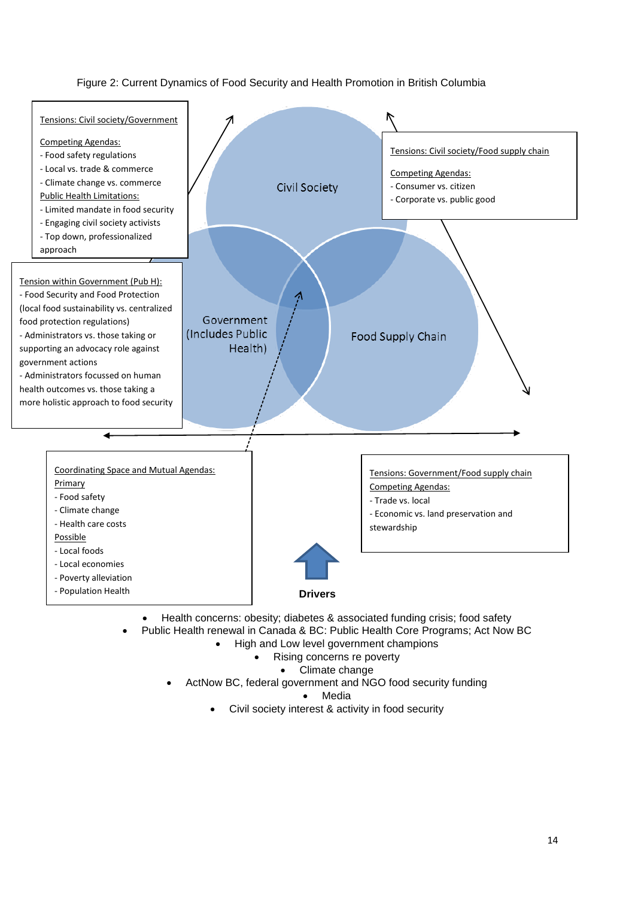Figure 2: Current Dynamics of Food Security and Health Promotion in British Columbia

Tensions: Civil society/Government

Competing Agendas:
- Food safety regulations
- Local vs. trade & commerce
- Climate change vs. commerce

Public Health Limitations:
- Limited mandate in food security
- Engaging civil society activists
- Top down, professionalized approach

Civil Society

Tensions: Civil society/Food supply chain

Competing Agendas:
- Consumer vs. citizen
- Corporate vs. public good

Tension within Government (Pub H):
- Food Security and Food Protection (local food sustainability vs. centralized food protection regulations)
- Administrators vs. those taking or supporting an advocacy role against government actions
- Administrators focussed on human health outcomes vs. those taking a more holistic approach to food security

Government (Includes Public Health)

Food Supply Chain

Coordinating Space and Mutual Agendas:

Primary
- Food safety
- Climate change
- Health care costs

Possible
- Local foods
- Local economies
- Poverty alleviation
- Population Health

Tensions: Government/Food supply chain

Competing Agendas:
- Trade vs. local
- Economic vs. land preservation and stewardship

**Drivers**

- Health concerns: obesity; diabetes & associated funding crisis; food safety
- Public Health renewal in Canada & BC: Public Health Core Programs; Act Now BC
- High and Low level government champions
- Rising concerns re poverty
- Climate change
- ActNow BC, federal government and NGO food security funding
- Media
- Civil society interest & activity in food security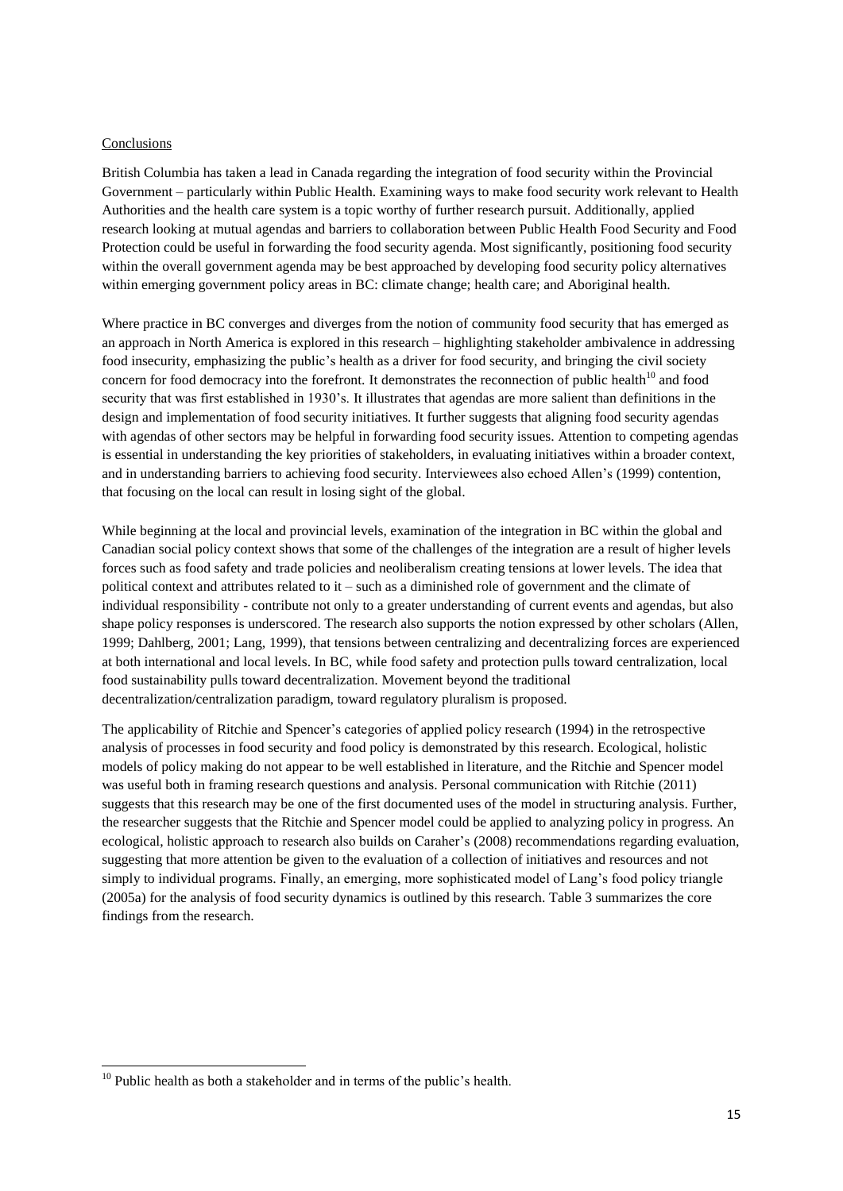## Conclusions

British Columbia has taken a lead in Canada regarding the integration of food security within the Provincial Government – particularly within Public Health. Examining ways to make food security work relevant to Health Authorities and the health care system is a topic worthy of further research pursuit. Additionally, applied research looking at mutual agendas and barriers to collaboration between Public Health Food Security and Food Protection could be useful in forwarding the food security agenda. Most significantly, positioning food security within the overall government agenda may be best approached by developing food security policy alternatives within emerging government policy areas in BC: climate change; health care; and Aboriginal health.

Where practice in BC converges and diverges from the notion of community food security that has emerged as an approach in North America is explored in this research – highlighting stakeholder ambivalence in addressing food insecurity, emphasizing the public's health as a driver for food security, and bringing the civil society concern for food democracy into the forefront. It demonstrates the reconnection of public health[10] and food security that was first established in 1930's. It illustrates that agendas are more salient than definitions in the design and implementation of food security initiatives. It further suggests that aligning food security agendas with agendas of other sectors may be helpful in forwarding food security issues. Attention to competing agendas is essential in understanding the key priorities of stakeholders, in evaluating initiatives within a broader context, and in understanding barriers to achieving food security. Interviewees also echoed Allen's (1999) contention, that focusing on the local can result in losing sight of the global.

While beginning at the local and provincial levels, examination of the integration in BC within the global and Canadian social policy context shows that some of the challenges of the integration are a result of higher levels forces such as food safety and trade policies and neoliberalism creating tensions at lower levels. The idea that political context and attributes related to it – such as a diminished role of government and the climate of individual responsibility - contribute not only to a greater understanding of current events and agendas, but also shape policy responses is underscored. The research also supports the notion expressed by other scholars (Allen, 1999; Dahlberg, 2001; Lang, 1999), that tensions between centralizing and decentralizing forces are experienced at both international and local levels. In BC, while food safety and protection pulls toward centralization, local food sustainability pulls toward decentralization. Movement beyond the traditional decentralization/centralization paradigm, toward regulatory pluralism is proposed.

The applicability of Ritchie and Spencer's categories of applied policy research (1994) in the retrospective analysis of processes in food security and food policy is demonstrated by this research. Ecological, holistic models of policy making do not appear to be well established in literature, and the Ritchie and Spencer model was useful both in framing research questions and analysis. Personal communication with Ritchie (2011) suggests that this research may be one of the first documented uses of the model in structuring analysis. Further, the researcher suggests that the Ritchie and Spencer model could be applied to analyzing policy in progress. An ecological, holistic approach to research also builds on Caraher's (2008) recommendations regarding evaluation, suggesting that more attention be given to the evaluation of a collection of initiatives and resources and not simply to individual programs. Finally, an emerging, more sophisticated model of Lang's food policy triangle (2005a) for the analysis of food security dynamics is outlined by this research. Table 3 summarizes the core findings from the research.

---

[10] Public health as both a stakeholder and in terms of the public's health.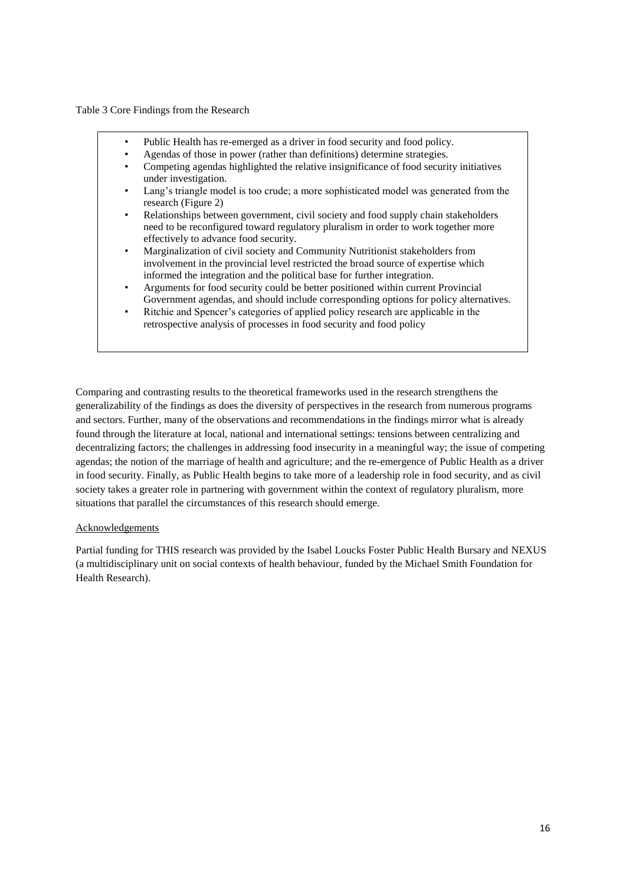Table 3 Core Findings from the Research

- Public Health has re-emerged as a driver in food security and food policy.
- Agendas of those in power (rather than definitions) determine strategies.
- Competing agendas highlighted the relative insignificance of food security initiatives under investigation.
- Lang's triangle model is too crude; a more sophisticated model was generated from the research (Figure 2)
- Relationships between government, civil society and food supply chain stakeholders need to be reconfigured toward regulatory pluralism in order to work together more effectively to advance food security.
- Marginalization of civil society and Community Nutritionist stakeholders from involvement in the provincial level restricted the broad source of expertise which informed the integration and the political base for further integration.
- Arguments for food security could be better positioned within current Provincial Government agendas, and should include corresponding options for policy alternatives.
- Ritchie and Spencer's categories of applied policy research are applicable in the retrospective analysis of processes in food security and food policy

Comparing and contrasting results to the theoretical frameworks used in the research strengthens the generalizability of the findings as does the diversity of perspectives in the research from numerous programs and sectors. Further, many of the observations and recommendations in the findings mirror what is already found through the literature at local, national and international settings: tensions between centralizing and decentralizing factors; the challenges in addressing food insecurity in a meaningful way; the issue of competing agendas; the notion of the marriage of health and agriculture; and the re-emergence of Public Health as a driver in food security. Finally, as Public Health begins to take more of a leadership role in food security, and as civil society takes a greater role in partnering with government within the context of regulatory pluralism, more situations that parallel the circumstances of this research should emerge.

Acknowledgements

Partial funding for THIS research was provided by the Isabel Loucks Foster Public Health Bursary and NEXUS (a multidisciplinary unit on social contexts of health behaviour, funded by the Michael Smith Foundation for Health Research).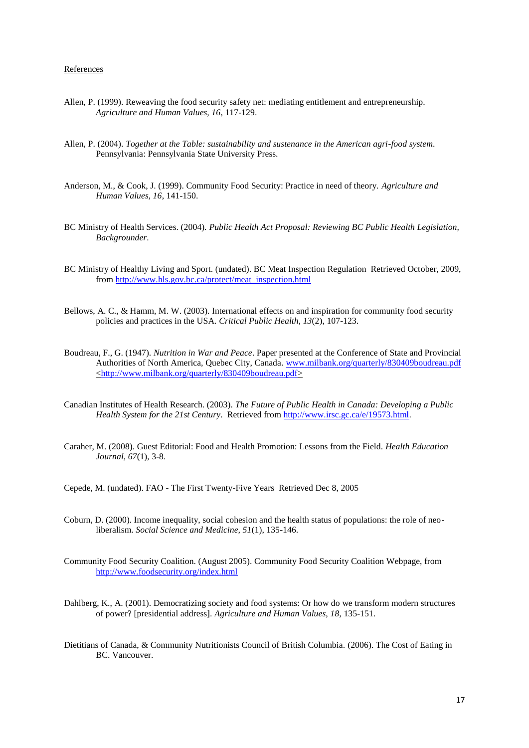References

Allen, P. (1999). Reweaving the food security safety net: mediating entitlement and entrepreneurship. *Agriculture and Human Values, 16*, 117-129.

Allen, P. (2004). *Together at the Table: sustainability and sustenance in the American agri-food system*. Pennsylvania: Pennsylvania State University Press.

Anderson, M., & Cook, J. (1999). Community Food Security: Practice in need of theory. *Agriculture and Human Values, 16*, 141-150.

BC Ministry of Health Services. (2004). *Public Health Act Proposal: Reviewing BC Public Health Legislation, Backgrounder*.

BC Ministry of Healthy Living and Sport. (undated). BC Meat Inspection Regulation Retrieved October, 2009, from http://www.hls.gov.bc.ca/protect/meat_inspection.html

Bellows, A. C., & Hamm, M. W. (2003). International effects on and inspiration for community food security policies and practices in the USA. *Critical Public Health, 13*(2), 107-123.

Boudreau, F., G. (1947). *Nutrition in War and Peace*. Paper presented at the Conference of State and Provincial Authorities of North America, Quebec City, Canada. www.milbank.org/quarterly/830409boudreau.pdf <http://www.milbank.org/quarterly/830409boudreau.pdf>

Canadian Institutes of Health Research. (2003). *The Future of Public Health in Canada: Developing a Public Health System for the 21st Century*. Retrieved from http://www.irsc.gc.ca/e/19573.html.

Caraher, M. (2008). Guest Editorial: Food and Health Promotion: Lessons from the Field. *Health Education Journal, 67*(1), 3-8.

Cepede, M. (undated). FAO - The First Twenty-Five Years Retrieved Dec 8, 2005

Coburn, D. (2000). Income inequality, social cohesion and the health status of populations: the role of neo-liberalism. *Social Science and Medicine, 51*(1), 135-146.

Community Food Security Coalition. (August 2005). Community Food Security Coalition Webpage, from http://www.foodsecurity.org/index.html

Dahlberg, K., A. (2001). Democratizing society and food systems: Or how do we transform modern structures of power? [presidential address]. *Agriculture and Human Values, 18*, 135-151.

Dietitians of Canada, & Community Nutritionists Council of British Columbia. (2006). The Cost of Eating in BC. Vancouver.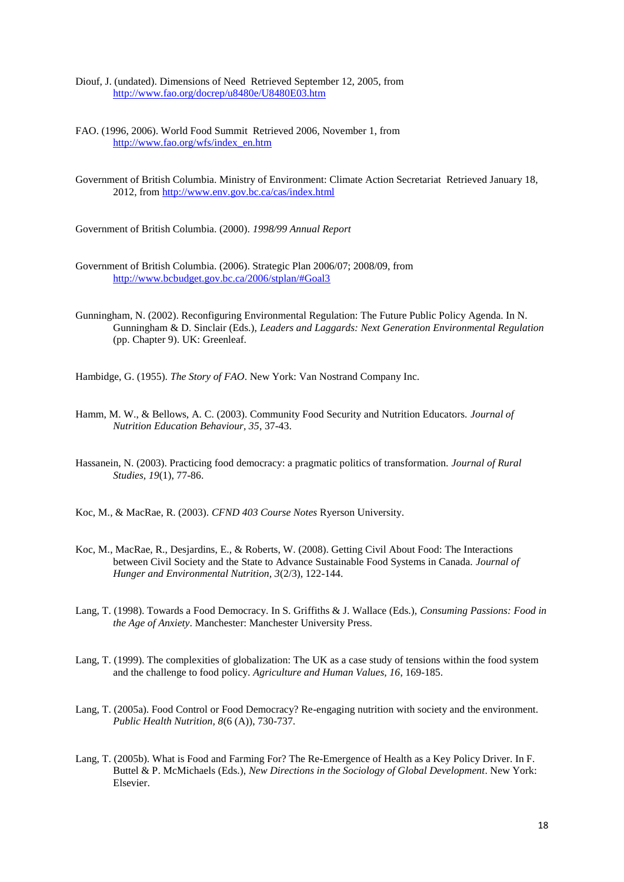Diouf, J. (undated). Dimensions of Need Retrieved September 12, 2005, from http://www.fao.org/docrep/u8480e/U8480E03.htm

FAO. (1996, 2006). World Food Summit Retrieved 2006, November 1, from http://www.fao.org/wfs/index_en.htm

Government of British Columbia. Ministry of Environment: Climate Action Secretariat Retrieved January 18, 2012, from http://www.env.gov.bc.ca/cas/index.html

Government of British Columbia. (2000). *1998/99 Annual Report*

Government of British Columbia. (2006). Strategic Plan 2006/07; 2008/09, from http://www.bcbudget.gov.bc.ca/2006/stplan/#Goal3

Gunningham, N. (2002). Reconfiguring Environmental Regulation: The Future Public Policy Agenda. In N. Gunningham & D. Sinclair (Eds.), *Leaders and Laggards: Next Generation Environmental Regulation* (pp. Chapter 9). UK: Greenleaf.

Hambidge, G. (1955). *The Story of FAO*. New York: Van Nostrand Company Inc.

Hamm, M. W., & Bellows, A. C. (2003). Community Food Security and Nutrition Educators. *Journal of Nutrition Education Behaviour, 35*, 37-43.

Hassanein, N. (2003). Practicing food democracy: a pragmatic politics of transformation. *Journal of Rural Studies, 19*(1), 77-86.

Koc, M., & MacRae, R. (2003). *CFND 403 Course Notes* Ryerson University.

Koc, M., MacRae, R., Desjardins, E., & Roberts, W. (2008). Getting Civil About Food: The Interactions between Civil Society and the State to Advance Sustainable Food Systems in Canada. *Journal of Hunger and Environmental Nutrition, 3*(2/3), 122-144.

Lang, T. (1998). Towards a Food Democracy. In S. Griffiths & J. Wallace (Eds.), *Consuming Passions: Food in the Age of Anxiety*. Manchester: Manchester University Press.

Lang, T. (1999). The complexities of globalization: The UK as a case study of tensions within the food system and the challenge to food policy. *Agriculture and Human Values, 16*, 169-185.

Lang, T. (2005a). Food Control or Food Democracy? Re-engaging nutrition with society and the environment. *Public Health Nutrition, 8*(6 (A)), 730-737.

Lang, T. (2005b). What is Food and Farming For? The Re-Emergence of Health as a Key Policy Driver. In F. Buttel & P. McMichaels (Eds.), *New Directions in the Sociology of Global Development*. New York: Elsevier.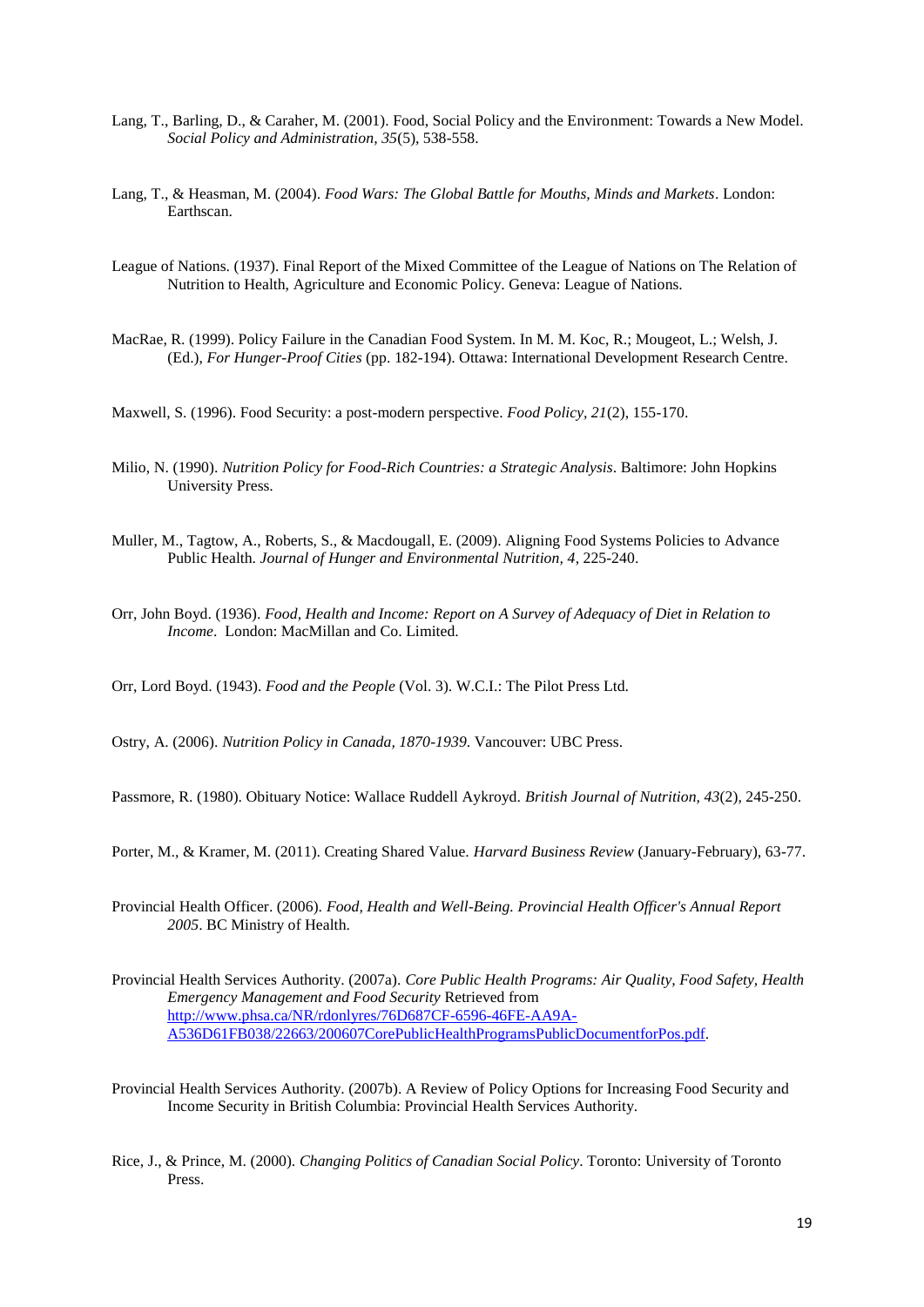Lang, T., Barling, D., & Caraher, M. (2001). Food, Social Policy and the Environment: Towards a New Model. *Social Policy and Administration, 35*(5), 538-558.

Lang, T., & Heasman, M. (2004). *Food Wars: The Global Battle for Mouths, Minds and Markets*. London: Earthscan.

League of Nations. (1937). Final Report of the Mixed Committee of the League of Nations on The Relation of Nutrition to Health, Agriculture and Economic Policy. Geneva: League of Nations.

MacRae, R. (1999). Policy Failure in the Canadian Food System. In M. M. Koc, R.; Mougeot, L.; Welsh, J. (Ed.), *For Hunger-Proof Cities* (pp. 182-194). Ottawa: International Development Research Centre.

Maxwell, S. (1996). Food Security: a post-modern perspective. *Food Policy, 21*(2), 155-170.

Milio, N. (1990). *Nutrition Policy for Food-Rich Countries: a Strategic Analysis*. Baltimore: John Hopkins University Press.

Muller, M., Tagtow, A., Roberts, S., & Macdougall, E. (2009). Aligning Food Systems Policies to Advance Public Health. *Journal of Hunger and Environmental Nutrition, 4*, 225-240.

Orr, John Boyd. (1936). *Food, Health and Income: Report on A Survey of Adequacy of Diet in Relation to Income*. London: MacMillan and Co. Limited.

Orr, Lord Boyd. (1943). *Food and the People* (Vol. 3). W.C.I.: The Pilot Press Ltd.

Ostry, A. (2006). *Nutrition Policy in Canada, 1870-1939.* Vancouver: UBC Press.

Passmore, R. (1980). Obituary Notice: Wallace Ruddell Aykroyd. *British Journal of Nutrition, 43*(2), 245-250.

Porter, M., & Kramer, M. (2011). Creating Shared Value. *Harvard Business Review* (January-February), 63-77.

Provincial Health Officer. (2006). *Food, Health and Well-Being. Provincial Health Officer's Annual Report 2005*. BC Ministry of Health.

Provincial Health Services Authority. (2007a). *Core Public Health Programs: Air Quality, Food Safety, Health Emergency Management and Food Security* Retrieved from http://www.phsa.ca/NR/rdonlyres/76D687CF-6596-46FE-AA9A-A536D61FB038/22663/200607CorePublicHealthProgramsPublicDocumentforPos.pdf.

Provincial Health Services Authority. (2007b). A Review of Policy Options for Increasing Food Security and Income Security in British Columbia: Provincial Health Services Authority.

Rice, J., & Prince, M. (2000). *Changing Politics of Canadian Social Policy*. Toronto: University of Toronto Press.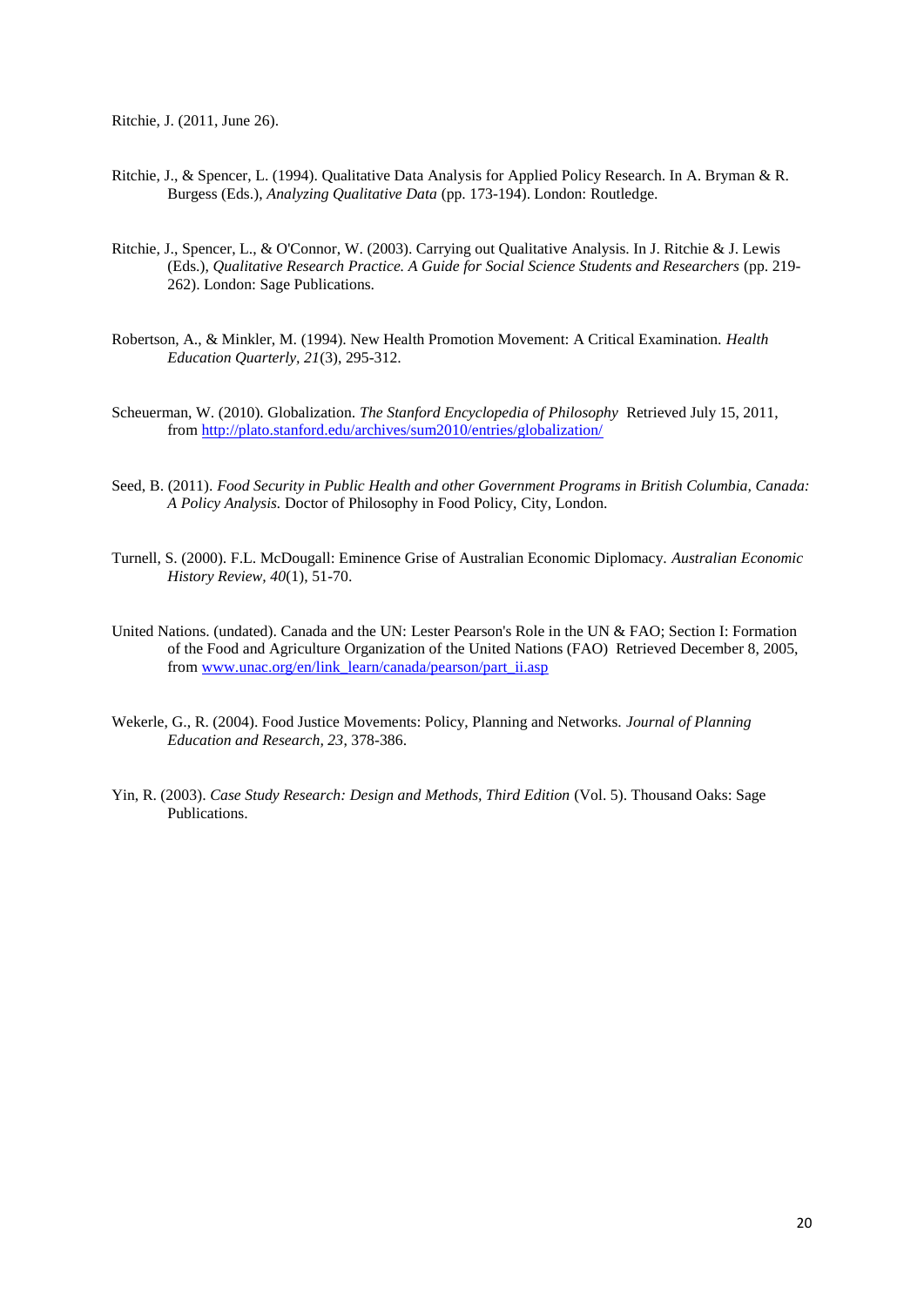Ritchie, J. (2011, June 26).

Ritchie, J., & Spencer, L. (1994). Qualitative Data Analysis for Applied Policy Research. In A. Bryman & R. Burgess (Eds.), *Analyzing Qualitative Data* (pp. 173-194). London: Routledge.

Ritchie, J., Spencer, L., & O'Connor, W. (2003). Carrying out Qualitative Analysis. In J. Ritchie & J. Lewis (Eds.), *Qualitative Research Practice. A Guide for Social Science Students and Researchers* (pp. 219-262). London: Sage Publications.

Robertson, A., & Minkler, M. (1994). New Health Promotion Movement: A Critical Examination. *Health Education Quarterly, 21*(3), 295-312.

Scheuerman, W. (2010). Globalization. *The Stanford Encyclopedia of Philosophy* Retrieved July 15, 2011, from http://plato.stanford.edu/archives/sum2010/entries/globalization/

Seed, B. (2011). *Food Security in Public Health and other Government Programs in British Columbia, Canada: A Policy Analysis.* Doctor of Philosophy in Food Policy, City, London.

Turnell, S. (2000). F.L. McDougall: Eminence Grise of Australian Economic Diplomacy. *Australian Economic History Review, 40*(1), 51-70.

United Nations. (undated). Canada and the UN: Lester Pearson's Role in the UN & FAO; Section I: Formation of the Food and Agriculture Organization of the United Nations (FAO) Retrieved December 8, 2005, from www.unac.org/en/link_learn/canada/pearson/part_ii.asp

Wekerle, G., R. (2004). Food Justice Movements: Policy, Planning and Networks. *Journal of Planning Education and Research, 23*, 378-386.

Yin, R. (2003). *Case Study Research: Design and Methods, Third Edition* (Vol. 5). Thousand Oaks: Sage Publications.